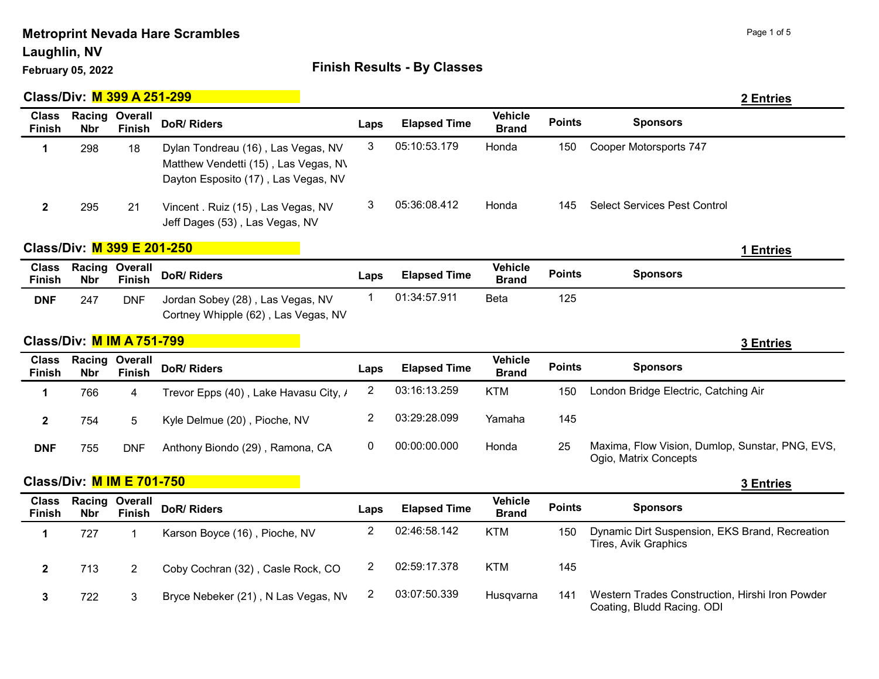# Metroprint Nevada Hare Scrambles

**Laughlin, NV**

**February 05, 2022**

## Finish Results - By Classes

### Class/Div: M 399 A 251-299

**2 Entries**

| Class Finish | Racing Nbr | Overall Finish | DoR/ Riders | Laps | Elapsed Time | Vehicle Brand | Points | Sponsors |
|---|---|---|---|---|---|---|---|---|
| 1 | 298 | 18 | Dylan Tondreau (16) , Las Vegas, NV<br>Matthew Vendetti (15) , Las Vegas, NV<br>Dayton Esposito (17) , Las Vegas, NV | 3 | 05:10:53.179 | Honda | 150 | Cooper Motorsports 747 |
| 2 | 295 | 21 | Vincent . Ruiz (15) , Las Vegas, NV<br>Jeff Dages (53) , Las Vegas, NV | 3 | 05:36:08.412 | Honda | 145 | Select Services Pest Control |

### Class/Div: M 399 E 201-250

**1 Entries**

| Class Finish | Racing Nbr | Overall Finish | DoR/ Riders | Laps | Elapsed Time | Vehicle Brand | Points | Sponsors |
|---|---|---|---|---|---|---|---|---|
| DNF | 247 | DNF | Jordan Sobey (28) , Las Vegas, NV<br>Cortney Whipple (62) , Las Vegas, NV | 1 | 01:34:57.911 | Beta | 125 | |

### Class/Div: M IM A 751-799

**3 Entries**

| Class Finish | Racing Nbr | Overall Finish | DoR/ Riders | Laps | Elapsed Time | Vehicle Brand | Points | Sponsors |
|---|---|---|---|---|---|---|---|---|
| 1 | 766 | 4 | Trevor Epps (40) , Lake Havasu City, A | 2 | 03:16:13.259 | KTM | 150 | London Bridge Electric, Catching Air |
| 2 | 754 | 5 | Kyle Delmue (20) , Pioche, NV | 2 | 03:29:28.099 | Yamaha | 145 | |
| DNF | 755 | DNF | Anthony Biondo (29) , Ramona, CA | 0 | 00:00:00.000 | Honda | 25 | Maxima, Flow Vision, Dumlop, Sunstar, PNG, EVS, Ogio, Matrix Concepts |

### Class/Div: M IM E 701-750

**3 Entries**

| Class Finish | Racing Nbr | Overall Finish | DoR/ Riders | Laps | Elapsed Time | Vehicle Brand | Points | Sponsors |
|---|---|---|---|---|---|---|---|---|
| 1 | 727 | 1 | Karson Boyce (16) , Pioche, NV | 2 | 02:46:58.142 | KTM | 150 | Dynamic Dirt Suspension, EKS Brand, Recreation Tires, Avik Graphics |
| 2 | 713 | 2 | Coby Cochran (32) , Casle Rock, CO | 2 | 02:59:17.378 | KTM | 145 | |
| 3 | 722 | 3 | Bryce Nebeker (21) , N Las Vegas, NV | 2 | 03:07:50.339 | Husqvarna | 141 | Western Trades Construction, Hirshi Iron Powder Coating, Bludd Racing. ODI |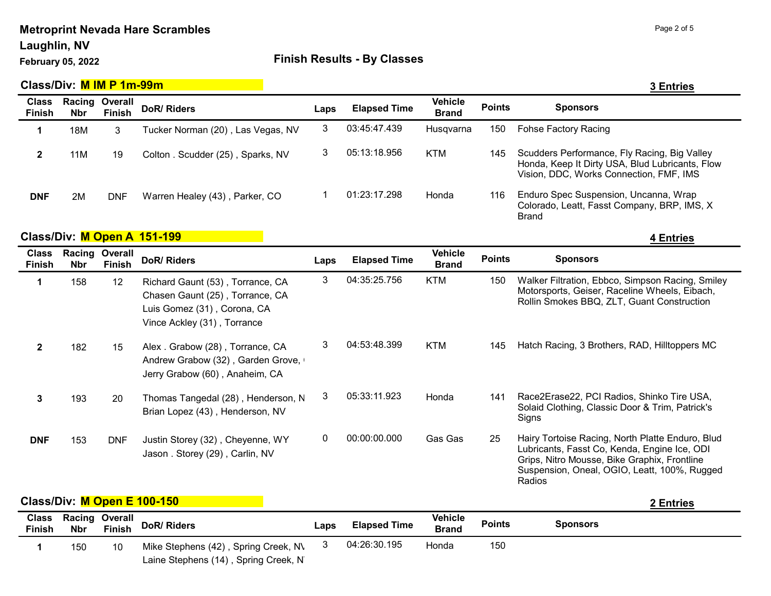# Metroprint Nevada Hare Scrambles

## Laughlin, NV

**February 05, 2022**

## Finish Results - By Classes

### Class/Div: M IM P 1m-99m

**3 Entries**

| Class Finish | Racing Nbr | Overall Finish | DoR/ Riders | Laps | Elapsed Time | Vehicle Brand | Points | Sponsors |
|---|---|---|---|---|---|---|---|---|
| 1 | 18M | 3 | Tucker Norman (20) , Las Vegas, NV | 3 | 03:45:47.439 | Husqvarna | 150 | Fohse Factory Racing |
| 2 | 11M | 19 | Colton . Scudder (25) , Sparks, NV | 3 | 05:13:18.956 | KTM | 145 | Scudders Performance, Fly Racing, Big Valley Honda, Keep It Dirty USA, Blud Lubricants, Flow Vision, DDC, Works Connection, FMF, IMS |
| DNF | 2M | DNF | Warren Healey (43) , Parker, CO | 1 | 01:23:17.298 | Honda | 116 | Enduro Spec Suspension, Uncanna, Wrap Colorado, Leatt, Fasst Company, BRP, IMS, X Brand |

### Class/Div: M Open A 151-199

**4 Entries**

| Class Finish | Racing Nbr | Overall Finish | DoR/ Riders | Laps | Elapsed Time | Vehicle Brand | Points | Sponsors |
|---|---|---|---|---|---|---|---|---|
| 1 | 158 | 12 | Richard Gaunt (53) , Torrance, CA<br>Chasen Gaunt (25) , Torrance, CA<br>Luis Gomez (31) , Corona, CA<br>Vince Ackley (31) , Torrance | 3 | 04:35:25.756 | KTM | 150 | Walker Filtration, Ebbco, Simpson Racing, Smiley Motorsports, Geiser, Raceline Wheels, Eibach, Rollin Smokes BBQ, ZLT, Guant Construction |
| 2 | 182 | 15 | Alex . Grabow (28) , Torrance, CA<br>Andrew Grabow (32) , Garden Grove,<br>Jerry Grabow (60) , Anaheim, CA | 3 | 04:53:48.399 | KTM | 145 | Hatch Racing, 3 Brothers, RAD, Hilltoppers MC |
| 3 | 193 | 20 | Thomas Tangedal (28) , Henderson, N<br>Brian Lopez (43) , Henderson, NV | 3 | 05:33:11.923 | Honda | 141 | Race2Erase22, PCI Radios, Shinko Tire USA, Solaid Clothing, Classic Door & Trim, Patrick's Signs |
| DNF | 153 | DNF | Justin Storey (32) , Cheyenne, WY<br>Jason . Storey (29) , Carlin, NV | 0 | 00:00:00.000 | Gas Gas | 25 | Hairy Tortoise Racing, North Platte Enduro, Blud Lubricants, Fasst Co, Kenda, Engine Ice, ODI Grips, Nitro Mousse, Bike Graphix, Frontline Suspension, Oneal, OGIO, Leatt, 100%, Rugged Radios |

### Class/Div: M Open E 100-150

**2 Entries**

| Class Finish | Racing Nbr | Overall Finish | DoR/ Riders | Laps | Elapsed Time | Vehicle Brand | Points | Sponsors |
|---|---|---|---|---|---|---|---|---|
| 1 | 150 | 10 | Mike Stephens (42) , Spring Creek, NV<br>Laine Stephens (14) , Spring Creek, N | 3 | 04:26:30.195 | Honda | 150 | |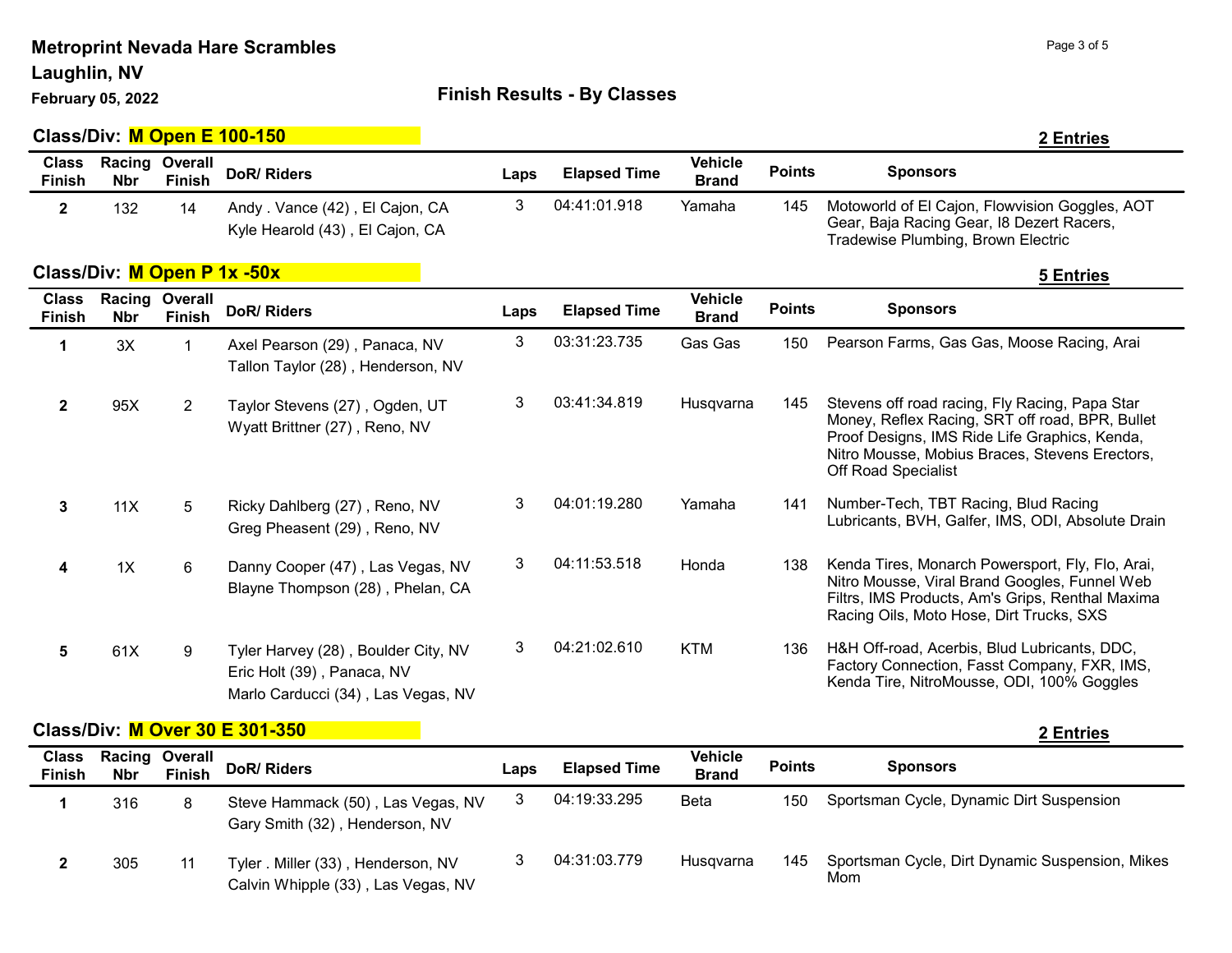**Metroprint Nevada Hare Scrambles**

**Laughlin, NV**

**February 05, 2022**

## Finish Results - By Classes

### Class/Div: M Open E 100-150

**2 Entries**

| Class Finish | Racing Nbr | Overall Finish | DoR/ Riders | Laps | Elapsed Time | Vehicle Brand | Points | Sponsors |
|---|---|---|---|---|---|---|---|---|
| 2 | 132 | 14 | Andy . Vance (42) , El Cajon, CA<br>Kyle Hearold (43) , El Cajon, CA | 3 | 04:41:01.918 | Yamaha | 145 | Motoworld of El Cajon, Flowvision Goggles, AOT Gear, Baja Racing Gear, I8 Dezert Racers, Tradewise Plumbing, Brown Electric |

### Class/Div: M Open P 1x -50x

**5 Entries**

| Class Finish | Racing Nbr | Overall Finish | DoR/ Riders | Laps | Elapsed Time | Vehicle Brand | Points | Sponsors |
|---|---|---|---|---|---|---|---|---|
| 1 | 3X | 1 | Axel Pearson (29) , Panaca, NV<br>Tallon Taylor (28) , Henderson, NV | 3 | 03:31:23.735 | Gas Gas | 150 | Pearson Farms, Gas Gas, Moose Racing, Arai |
| 2 | 95X | 2 | Taylor Stevens (27) , Ogden, UT<br>Wyatt Brittner (27) , Reno, NV | 3 | 03:41:34.819 | Husqvarna | 145 | Stevens off road racing, Fly Racing, Papa Star Money, Reflex Racing, SRT off road, BPR, Bullet Proof Designs, IMS Ride Life Graphics, Kenda, Nitro Mousse, Mobius Braces, Stevens Erectors, Off Road Specialist |
| 3 | 11X | 5 | Ricky Dahlberg (27) , Reno, NV<br>Greg Pheasent (29) , Reno, NV | 3 | 04:01:19.280 | Yamaha | 141 | Number-Tech, TBT Racing, Blud Racing Lubricants, BVH, Galfer, IMS, ODI, Absolute Drain |
| 4 | 1X | 6 | Danny Cooper (47) , Las Vegas, NV<br>Blayne Thompson (28) , Phelan, CA | 3 | 04:11:53.518 | Honda | 138 | Kenda Tires, Monarch Powersport, Fly, Flo, Arai, Nitro Mousse, Viral Brand Googles, Funnel Web Filtrs, IMS Products, Am's Grips, Renthal Maxima Racing Oils, Moto Hose, Dirt Trucks, SXS |
| 5 | 61X | 9 | Tyler Harvey (28) , Boulder City, NV<br>Eric Holt (39) , Panaca, NV<br>Marlo Carducci (34) , Las Vegas, NV | 3 | 04:21:02.610 | KTM | 136 | H&H Off-road, Acerbis, Blud Lubricants, DDC, Factory Connection, Fasst Company, FXR, IMS, Kenda Tire, NitroMousse, ODI, 100% Goggles |

### Class/Div: M Over 30 E 301-350

**2 Entries**

| Class Finish | Racing Nbr | Overall Finish | DoR/ Riders | Laps | Elapsed Time | Vehicle Brand | Points | Sponsors |
|---|---|---|---|---|---|---|---|---|
| 1 | 316 | 8 | Steve Hammack (50) , Las Vegas, NV<br>Gary Smith (32) , Henderson, NV | 3 | 04:19:33.295 | Beta | 150 | Sportsman Cycle, Dynamic Dirt Suspension |
| 2 | 305 | 11 | Tyler . Miller (33) , Henderson, NV<br>Calvin Whipple (33) , Las Vegas, NV | 3 | 04:31:03.779 | Husqvarna | 145 | Sportsman Cycle, Dirt Dynamic Suspension, Mikes Mom |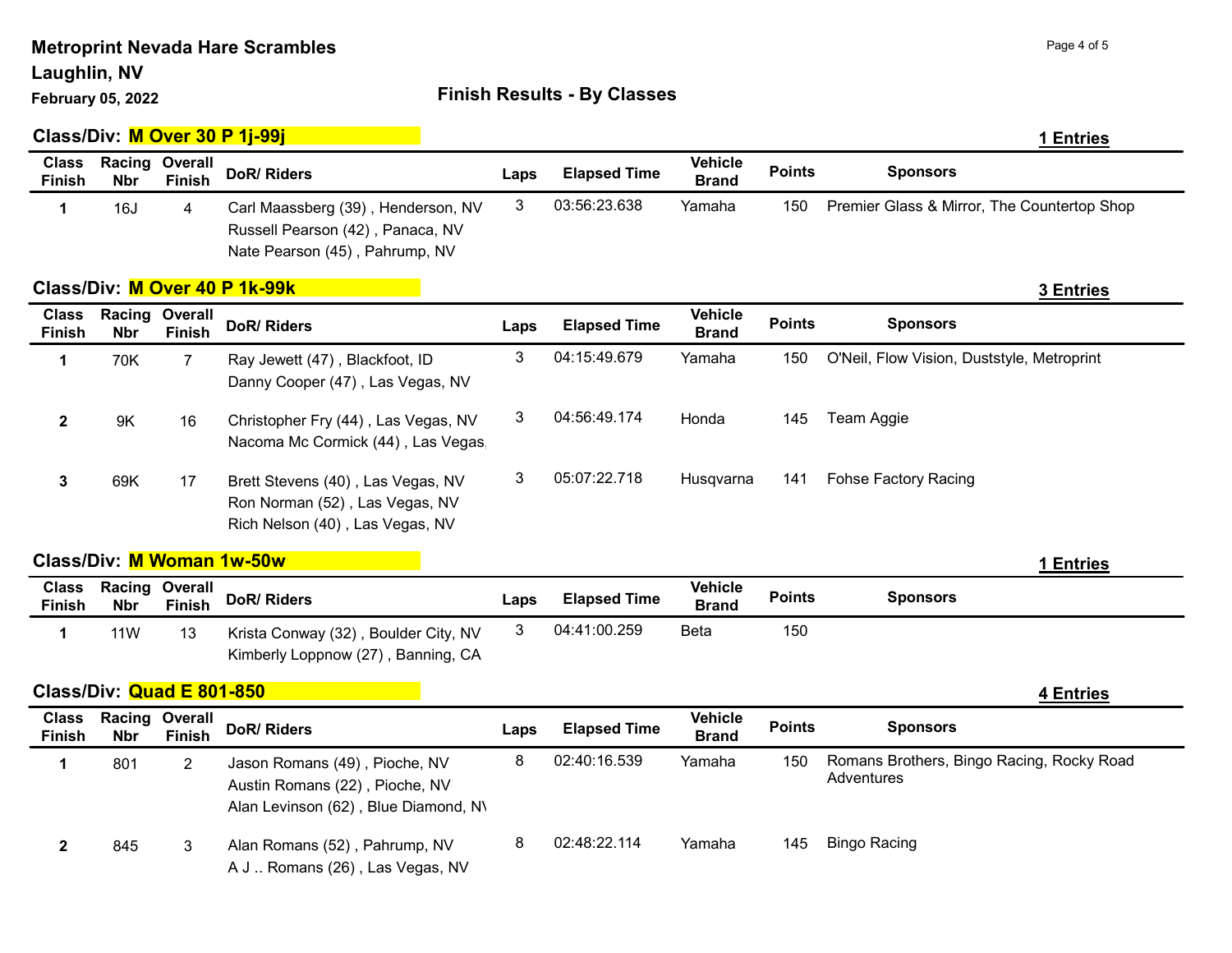# Metroprint Nevada Hare Scrambles
## Laughlin, NV
### February 05, 2022

## Finish Results - By Classes

### Class/Div: M Over 30 P 1j-99j

**1 Entries**

| Class Finish | Racing Nbr | Overall Finish | DoR/ Riders | Laps | Elapsed Time | Vehicle Brand | Points | Sponsors |
|---|---|---|---|---|---|---|---|---|
| 1 | 16J | 4 | Carl Maassberg (39) , Henderson, NV<br>Russell Pearson (42) , Panaca, NV<br>Nate Pearson (45) , Pahrump, NV | 3 | 03:56:23.638 | Yamaha | 150 | Premier Glass & Mirror, The Countertop Shop |

### Class/Div: M Over 40 P 1k-99k

**3 Entries**

| Class Finish | Racing Nbr | Overall Finish | DoR/ Riders | Laps | Elapsed Time | Vehicle Brand | Points | Sponsors |
|---|---|---|---|---|---|---|---|---|
| 1 | 70K | 7 | Ray Jewett (47) , Blackfoot, ID<br>Danny Cooper (47) , Las Vegas, NV | 3 | 04:15:49.679 | Yamaha | 150 | O'Neil, Flow Vision, Duststyle, Metroprint |
| 2 | 9K | 16 | Christopher Fry (44) , Las Vegas, NV<br>Nacoma Mc Cormick (44) , Las Vegas, | 3 | 04:56:49.174 | Honda | 145 | Team Aggie |
| 3 | 69K | 17 | Brett Stevens (40) , Las Vegas, NV<br>Ron Norman (52) , Las Vegas, NV<br>Rich Nelson (40) , Las Vegas, NV | 3 | 05:07:22.718 | Husqvarna | 141 | Fohse Factory Racing |

### Class/Div: M Woman 1w-50w

**1 Entries**

| Class Finish | Racing Nbr | Overall Finish | DoR/ Riders | Laps | Elapsed Time | Vehicle Brand | Points | Sponsors |
|---|---|---|---|---|---|---|---|---|
| 1 | 11W | 13 | Krista Conway (32) , Boulder City, NV<br>Kimberly Loppnow (27) , Banning, CA | 3 | 04:41:00.259 | Beta | 150 | |

### Class/Div: Quad E 801-850

**4 Entries**

| Class Finish | Racing Nbr | Overall Finish | DoR/ Riders | Laps | Elapsed Time | Vehicle Brand | Points | Sponsors |
|---|---|---|---|---|---|---|---|---|
| 1 | 801 | 2 | Jason Romans (49) , Pioche, NV<br>Austin Romans (22) , Pioche, NV<br>Alan Levinson (62) , Blue Diamond, NV | 8 | 02:40:16.539 | Yamaha | 150 | Romans Brothers, Bingo Racing, Rocky Road Adventures |
| 2 | 845 | 3 | Alan Romans (52) , Pahrump, NV<br>A J .. Romans (26) , Las Vegas, NV | 8 | 02:48:22.114 | Yamaha | 145 | Bingo Racing |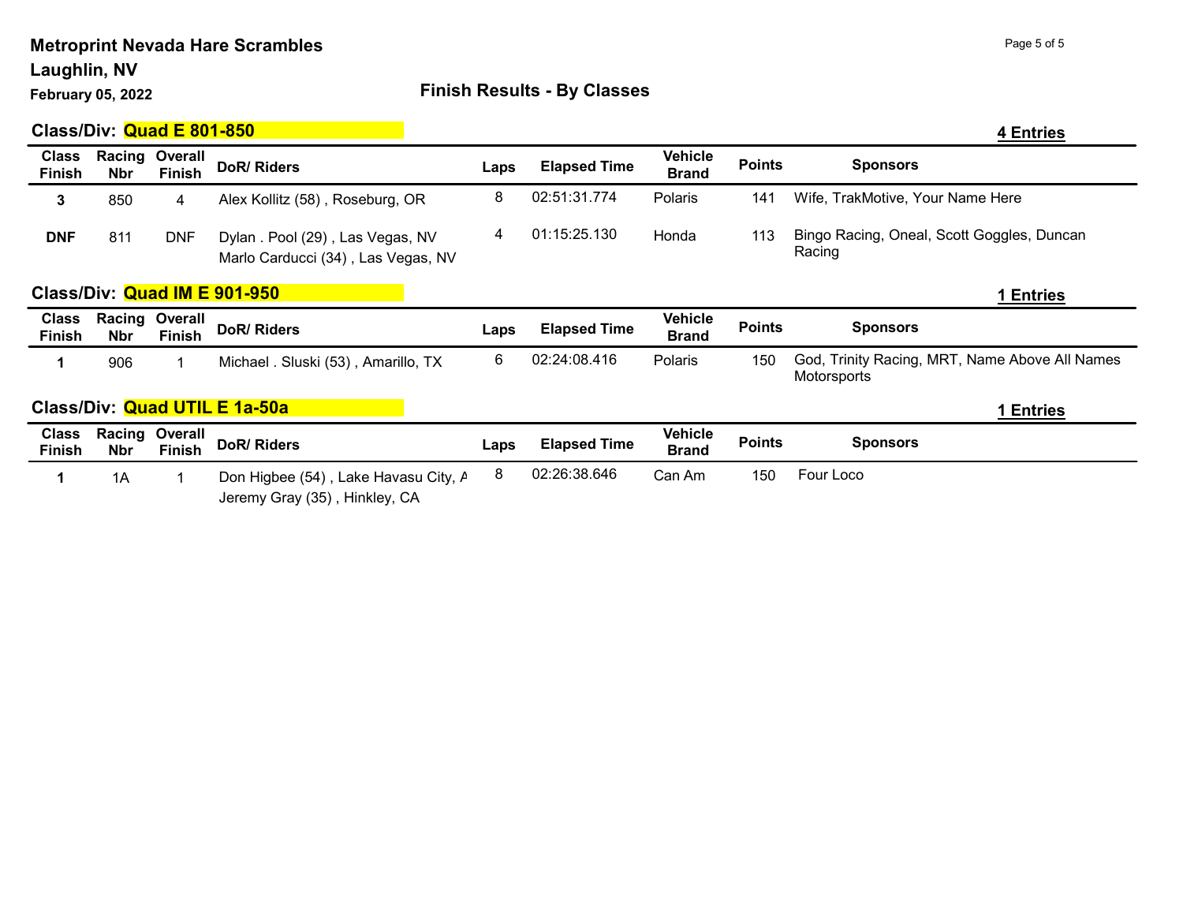**Metroprint Nevada Hare Scrambles**

**Laughlin, NV**

**February 05, 2022**

## Finish Results - By Classes

### Class/Div: Quad E 801-850

**4 Entries**

| Class Finish | Racing Nbr | Overall Finish | DoR/ Riders | Laps | Elapsed Time | Vehicle Brand | Points | Sponsors |
|---|---|---|---|---|---|---|---|---|
| 3 | 850 | 4 | Alex Kollitz (58) , Roseburg, OR | 8 | 02:51:31.774 | Polaris | 141 | Wife, TrakMotive, Your Name Here |
| DNF | 811 | DNF | Dylan . Pool (29) , Las Vegas, NV<br>Marlo Carducci (34) , Las Vegas, NV | 4 | 01:15:25.130 | Honda | 113 | Bingo Racing, Oneal, Scott Goggles, Duncan Racing |

### Class/Div: Quad IM E 901-950

**1 Entries**

| Class Finish | Racing Nbr | Overall Finish | DoR/ Riders | Laps | Elapsed Time | Vehicle Brand | Points | Sponsors |
|---|---|---|---|---|---|---|---|---|
| 1 | 906 | 1 | Michael . Sluski (53) , Amarillo, TX | 6 | 02:24:08.416 | Polaris | 150 | God, Trinity Racing, MRT, Name Above All Names Motorsports |

### Class/Div: Quad UTIL E 1a-50a

**1 Entries**

| Class Finish | Racing Nbr | Overall Finish | DoR/ Riders | Laps | Elapsed Time | Vehicle Brand | Points | Sponsors |
|---|---|---|---|---|---|---|---|---|
| 1 | 1A | 1 | Don Higbee (54) , Lake Havasu City, A<br>Jeremy Gray (35) , Hinkley, CA | 8 | 02:26:38.646 | Can Am | 150 | Four Loco |